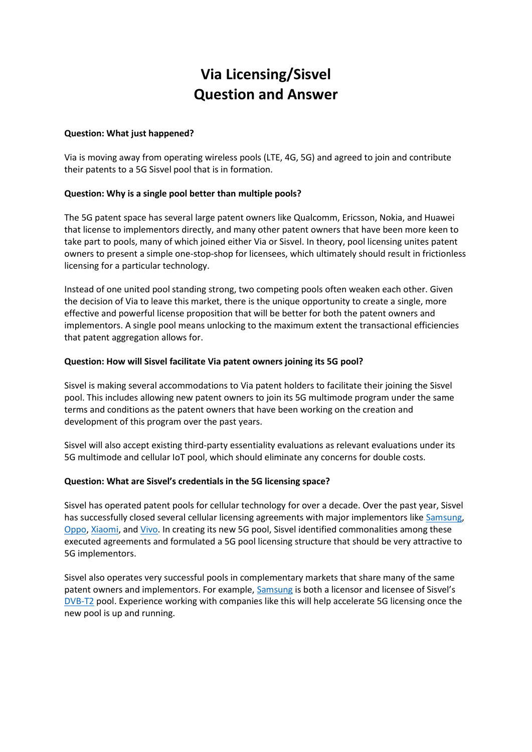# Via Licensing/Sisvel
# Question and Answer

**Question: What just happened?**

Via is moving away from operating wireless pools (LTE, 4G, 5G) and agreed to join and contribute their patents to a 5G Sisvel pool that is in formation.

**Question: Why is a single pool better than multiple pools?**

The 5G patent space has several large patent owners like Qualcomm, Ericsson, Nokia, and Huawei that license to implementors directly, and many other patent owners that have been more keen to take part to pools, many of which joined either Via or Sisvel. In theory, pool licensing unites patent owners to present a simple one-stop-shop for licensees, which ultimately should result in frictionless licensing for a particular technology.

Instead of one united pool standing strong, two competing pools often weaken each other. Given the decision of Via to leave this market, there is the unique opportunity to create a single, more effective and powerful license proposition that will be better for both the patent owners and implementors. A single pool means unlocking to the maximum extent the transactional efficiencies that patent aggregation allows for.

**Question: How will Sisvel facilitate Via patent owners joining its 5G pool?**

Sisvel is making several accommodations to Via patent holders to facilitate their joining the Sisvel pool. This includes allowing new patent owners to join its 5G multimode program under the same terms and conditions as the patent owners that have been working on the creation and development of this program over the past years.

Sisvel will also accept existing third-party essentiality evaluations as relevant evaluations under its 5G multimode and cellular IoT pool, which should eliminate any concerns for double costs.

**Question: What are Sisvel's credentials in the 5G licensing space?**

Sisvel has operated patent pools for cellular technology for over a decade. Over the past year, Sisvel has successfully closed several cellular licensing agreements with major implementors like Samsung, Oppo, Xiaomi, and Vivo. In creating its new 5G pool, Sisvel identified commonalities among these executed agreements and formulated a 5G pool licensing structure that should be very attractive to 5G implementors.

Sisvel also operates very successful pools in complementary markets that share many of the same patent owners and implementors. For example, Samsung is both a licensor and licensee of Sisvel's DVB-T2 pool. Experience working with companies like this will help accelerate 5G licensing once the new pool is up and running.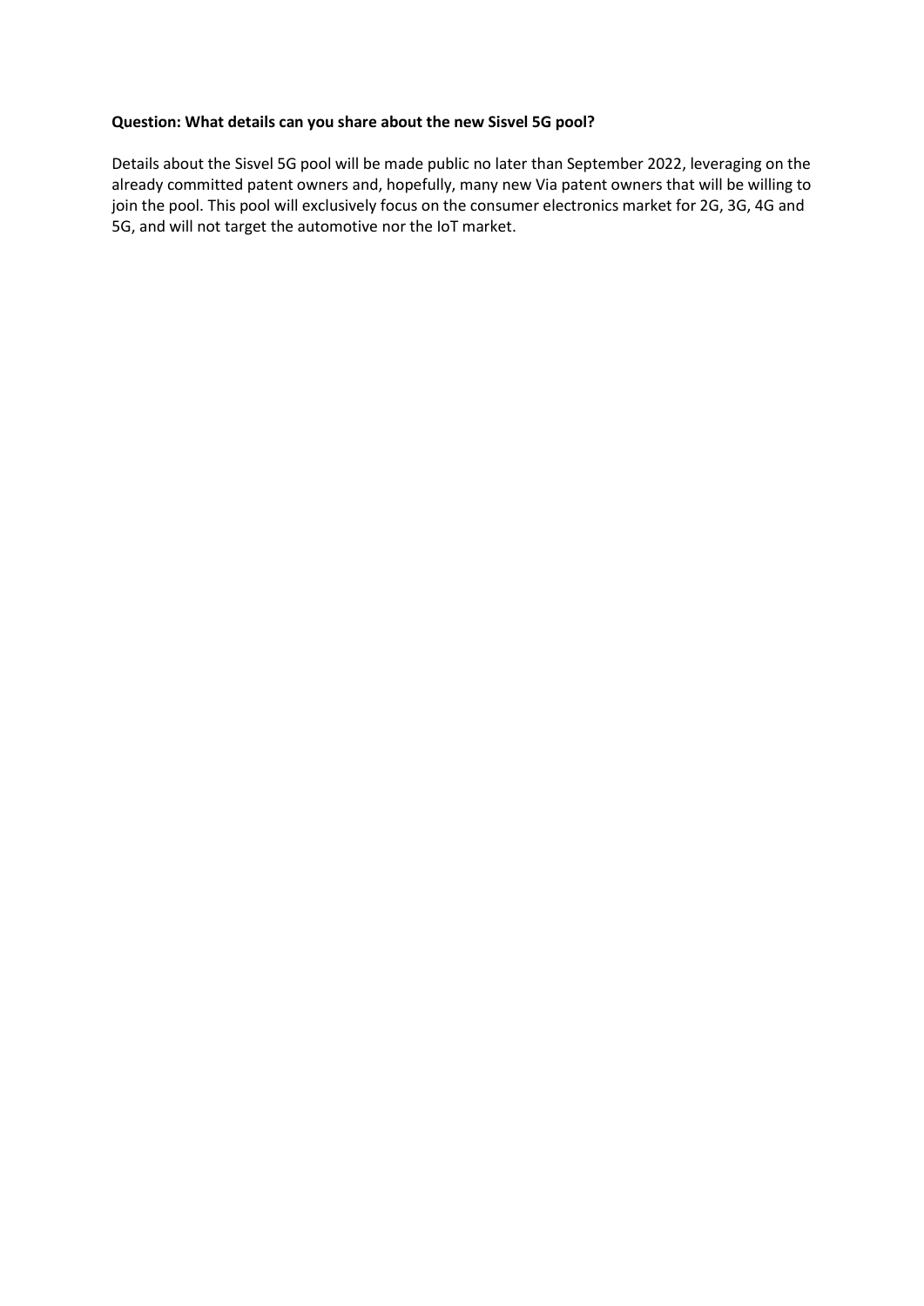**Question: What details can you share about the new Sisvel 5G pool?**

Details about the Sisvel 5G pool will be made public no later than September 2022, leveraging on the already committed patent owners and, hopefully, many new Via patent owners that will be willing to join the pool. This pool will exclusively focus on the consumer electronics market for 2G, 3G, 4G and 5G, and will not target the automotive nor the IoT market.